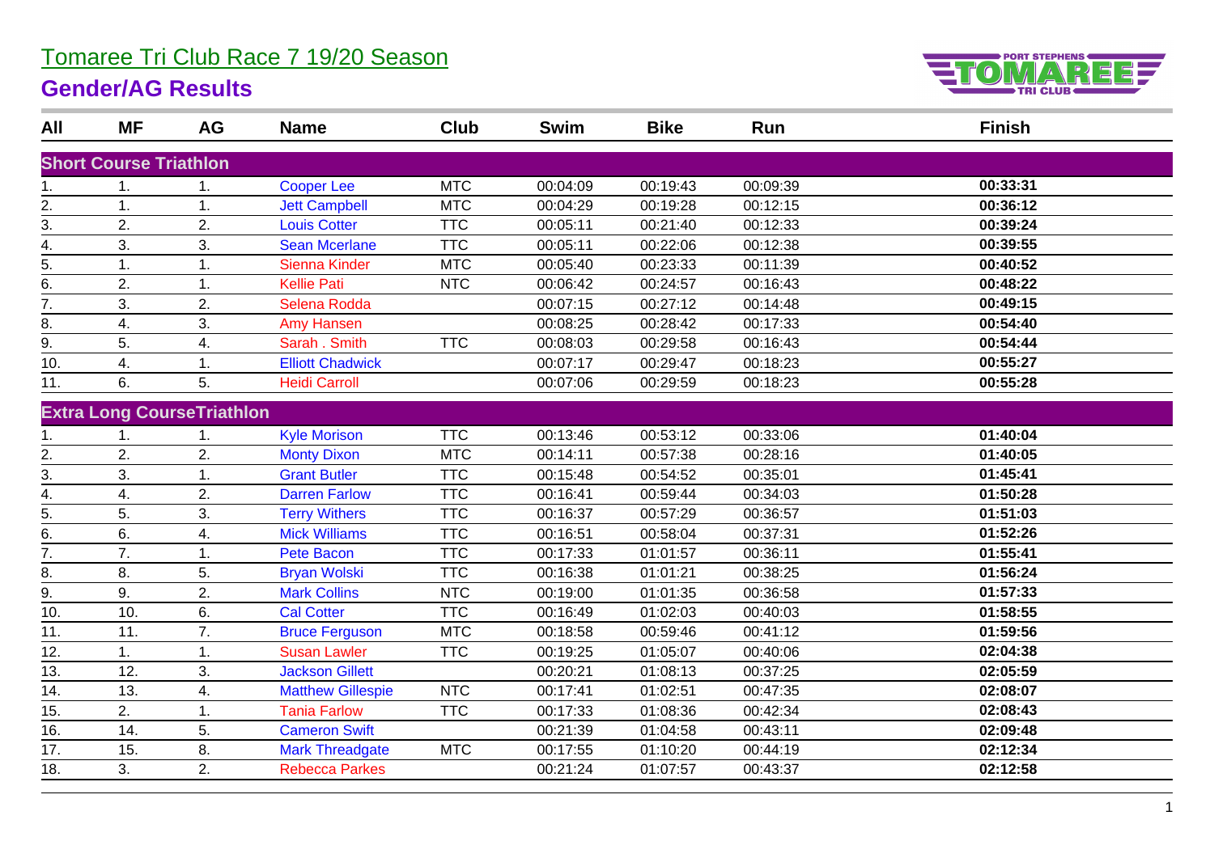# Tomaree Tri Club Race 7 19/20 Season

## Gender/AG Results

| All | MF | AG | Name | Club | Swim | Bike | Run | Finish |
|---|---|---|---|---|---|---|---|---|
| **Short Course Triathlon** | | | | | | | | |
| 1. | 1. | 1. | Cooper Lee | MTC | 00:04:09 | 00:19:43 | 00:09:39 | **00:33:31** |
| 2. | 1. | 1. | Jett Campbell | MTC | 00:04:29 | 00:19:28 | 00:12:15 | **00:36:12** |
| 3. | 2. | 2. | Louis Cotter | TTC | 00:05:11 | 00:21:40 | 00:12:33 | **00:39:24** |
| 4. | 3. | 3. | Sean Mcerlane | TTC | 00:05:11 | 00:22:06 | 00:12:38 | **00:39:55** |
| 5. | 1. | 1. | Sienna Kinder | MTC | 00:05:40 | 00:23:33 | 00:11:39 | **00:40:52** |
| 6. | 2. | 1. | Kellie Pati | NTC | 00:06:42 | 00:24:57 | 00:16:43 | **00:48:22** |
| 7. | 3. | 2. | Selena Rodda | | 00:07:15 | 00:27:12 | 00:14:48 | **00:49:15** |
| 8. | 4. | 3. | Amy Hansen | | 00:08:25 | 00:28:42 | 00:17:33 | **00:54:40** |
| 9. | 5. | 4. | Sarah . Smith | TTC | 00:08:03 | 00:29:58 | 00:16:43 | **00:54:44** |
| 10. | 4. | 1. | Elliott Chadwick | | 00:07:17 | 00:29:47 | 00:18:23 | **00:55:27** |
| 11. | 6. | 5. | Heidi Carroll | | 00:07:06 | 00:29:59 | 00:18:23 | **00:55:28** |
| **Extra Long CourseTriathlon** | | | | | | | | |
| 1. | 1. | 1. | Kyle Morison | TTC | 00:13:46 | 00:53:12 | 00:33:06 | **01:40:04** |
| 2. | 2. | 2. | Monty Dixon | MTC | 00:14:11 | 00:57:38 | 00:28:16 | **01:40:05** |
| 3. | 3. | 1. | Grant Butler | TTC | 00:15:48 | 00:54:52 | 00:35:01 | **01:45:41** |
| 4. | 4. | 2. | Darren Farlow | TTC | 00:16:41 | 00:59:44 | 00:34:03 | **01:50:28** |
| 5. | 5. | 3. | Terry Withers | TTC | 00:16:37 | 00:57:29 | 00:36:57 | **01:51:03** |
| 6. | 6. | 4. | Mick Williams | TTC | 00:16:51 | 00:58:04 | 00:37:31 | **01:52:26** |
| 7. | 7. | 1. | Pete Bacon | TTC | 00:17:33 | 01:01:57 | 00:36:11 | **01:55:41** |
| 8. | 8. | 5. | Bryan Wolski | TTC | 00:16:38 | 01:01:21 | 00:38:25 | **01:56:24** |
| 9. | 9. | 2. | Mark Collins | NTC | 00:19:00 | 01:01:35 | 00:36:58 | **01:57:33** |
| 10. | 10. | 6. | Cal Cotter | TTC | 00:16:49 | 01:02:03 | 00:40:03 | **01:58:55** |
| 11. | 11. | 7. | Bruce Ferguson | MTC | 00:18:58 | 00:59:46 | 00:41:12 | **01:59:56** |
| 12. | 1. | 1. | Susan Lawler | TTC | 00:19:25 | 01:05:07 | 00:40:06 | **02:04:38** |
| 13. | 12. | 3. | Jackson Gillett | | 00:20:21 | 01:08:13 | 00:37:25 | **02:05:59** |
| 14. | 13. | 4. | Matthew Gillespie | NTC | 00:17:41 | 01:02:51 | 00:47:35 | **02:08:07** |
| 15. | 2. | 1. | Tania Farlow | TTC | 00:17:33 | 01:08:36 | 00:42:34 | **02:08:43** |
| 16. | 14. | 5. | Cameron Swift | | 00:21:39 | 01:04:58 | 00:43:11 | **02:09:48** |
| 17. | 15. | 8. | Mark Threadgate | MTC | 00:17:55 | 01:10:20 | 00:44:19 | **02:12:34** |
| 18. | 3. | 2. | Rebecca Parkes | | 00:21:24 | 01:07:57 | 00:43:37 | **02:12:58** |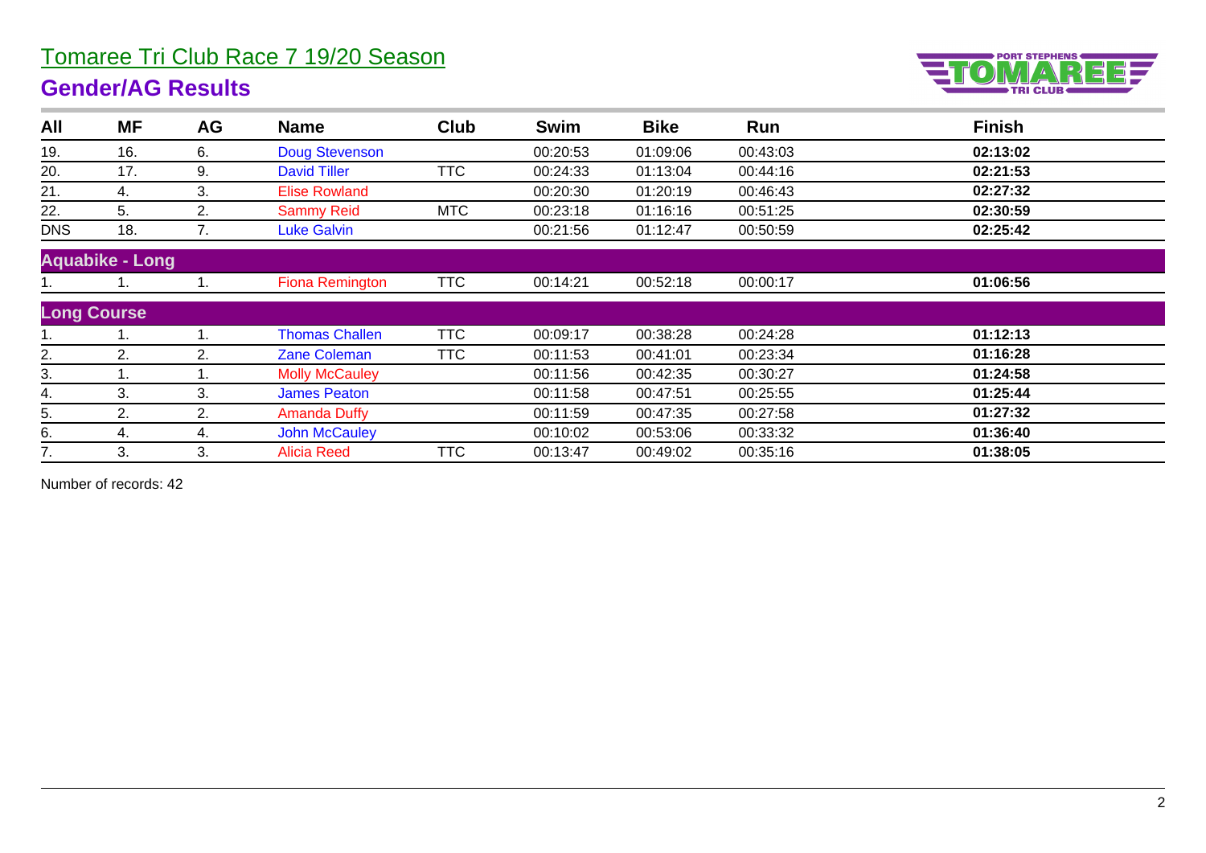# Tomaree Tri Club Race 7 19/20 Season

## Gender/AG Results

| All | MF | AG | Name | Club | Swim | Bike | Run | Finish |
|---|---|---|---|---|---|---|---|---|
| 19. | 16. | 6. | Doug Stevenson | | 00:20:53 | 01:09:06 | 00:43:03 | **02:13:02** |
| 20. | 17. | 9. | David Tiller | TTC | 00:24:33 | 01:13:04 | 00:44:16 | **02:21:53** |
| 21. | 4. | 3. | Elise Rowland | | 00:20:30 | 01:20:19 | 00:46:43 | **02:27:32** |
| 22. | 5. | 2. | Sammy Reid | MTC | 00:23:18 | 01:16:16 | 00:51:25 | **02:30:59** |
| DNS | 18. | 7. | Luke Galvin | | 00:21:56 | 01:12:47 | 00:50:59 | **02:25:42** |
| **Aquabike - Long** | | | | | | | | |
| 1. | 1. | 1. | Fiona Remington | TTC | 00:14:21 | 00:52:18 | 00:00:17 | **01:06:56** |
| **Long Course** | | | | | | | | |
| 1. | 1. | 1. | Thomas Challen | TTC | 00:09:17 | 00:38:28 | 00:24:28 | **01:12:13** |
| 2. | 2. | 2. | Zane Coleman | TTC | 00:11:53 | 00:41:01 | 00:23:34 | **01:16:28** |
| 3. | 1. | 1. | Molly McCauley | | 00:11:56 | 00:42:35 | 00:30:27 | **01:24:58** |
| 4. | 3. | 3. | James Peaton | | 00:11:58 | 00:47:51 | 00:25:55 | **01:25:44** |
| 5. | 2. | 2. | Amanda Duffy | | 00:11:59 | 00:47:35 | 00:27:58 | **01:27:32** |
| 6. | 4. | 4. | John McCauley | | 00:10:02 | 00:53:06 | 00:33:32 | **01:36:40** |
| 7. | 3. | 3. | Alicia Reed | TTC | 00:13:47 | 00:49:02 | 00:35:16 | **01:38:05** |

Number of records: 42